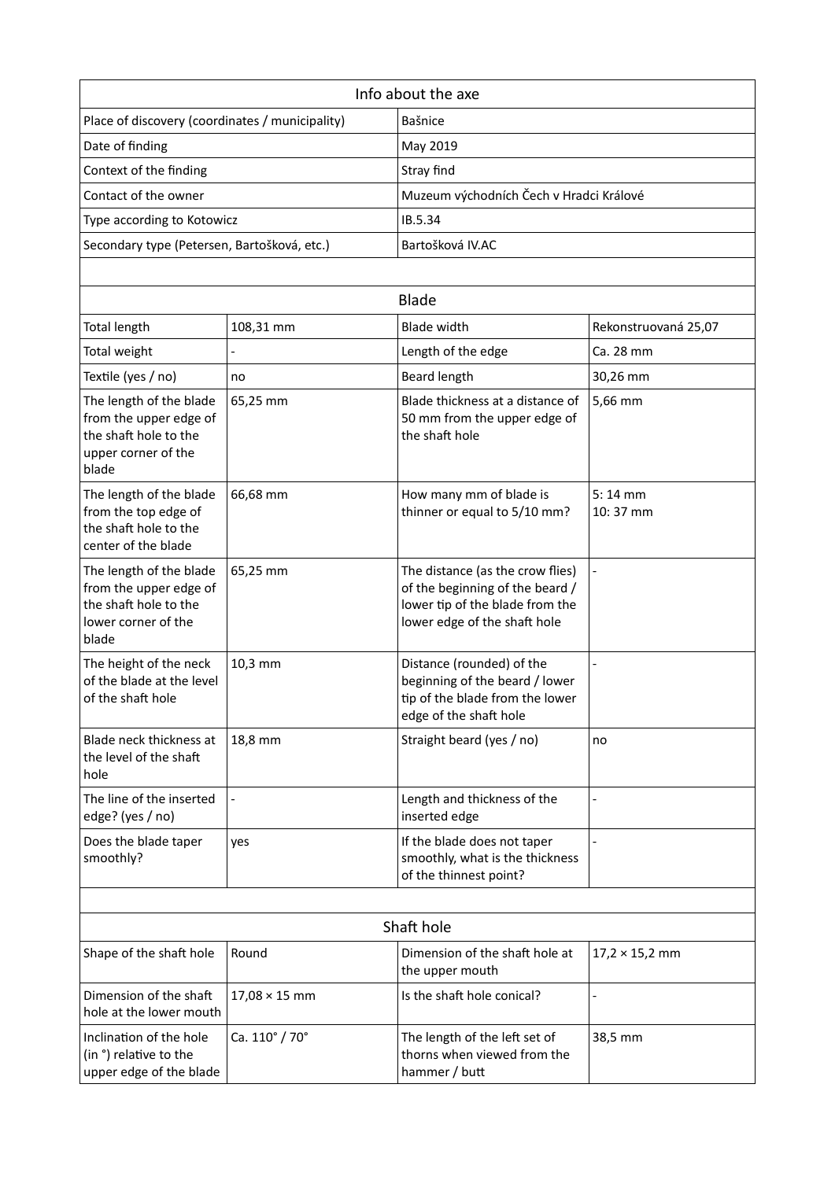| Info about the axe | |
|---|---|
| Place of discovery (coordinates / municipality) | Bašnice |
| Date of finding | May 2019 |
| Context of the finding | Stray find |
| Contact of the owner | Muzeum východních Čech v Hradci Králové |
| Type according to Kotowicz | IB.5.34 |
| Secondary type (Petersen, Bartošková, etc.) | Bartošková IV.AC |

| Blade | | | |
|---|---|---|---|
| Total length | 108,31 mm | Blade width | Rekonstruovaná 25,07 |
| Total weight | - | Length of the edge | Ca. 28 mm |
| Textile (yes / no) | no | Beard length | 30,26 mm |
| The length of the blade from the upper edge of the shaft hole to the upper corner of the blade | 65,25 mm | Blade thickness at a distance of 50 mm from the upper edge of the shaft hole | 5,66 mm |
| The length of the blade from the top edge of the shaft hole to the center of the blade | 66,68 mm | How many mm of blade is thinner or equal to 5/10 mm? | 5: 14 mm<br>10: 37 mm |
| The length of the blade from the upper edge of the shaft hole to the lower corner of the blade | 65,25 mm | The distance (as the crow flies) of the beginning of the beard / lower tip of the blade from the lower edge of the shaft hole | - |
| The height of the neck of the blade at the level of the shaft hole | 10,3 mm | Distance (rounded) of the beginning of the beard / lower tip of the blade from the lower edge of the shaft hole | - |
| Blade neck thickness at the level of the shaft hole | 18,8 mm | Straight beard (yes / no) | no |
| The line of the inserted edge? (yes / no) | - | Length and thickness of the inserted edge | - |
| Does the blade taper smoothly? | yes | If the blade does not taper smoothly, what is the thickness of the thinnest point? | - |

| Shaft hole | | | |
|---|---|---|---|
| Shape of the shaft hole | Round | Dimension of the shaft hole at the upper mouth | 17,2 × 15,2 mm |
| Dimension of the shaft hole at the lower mouth | 17,08 × 15 mm | Is the shaft hole conical? | - |
| Inclination of the hole (in °) relative to the upper edge of the blade | Ca. 110° / 70° | The length of the left set of thorns when viewed from the hammer / butt | 38,5 mm |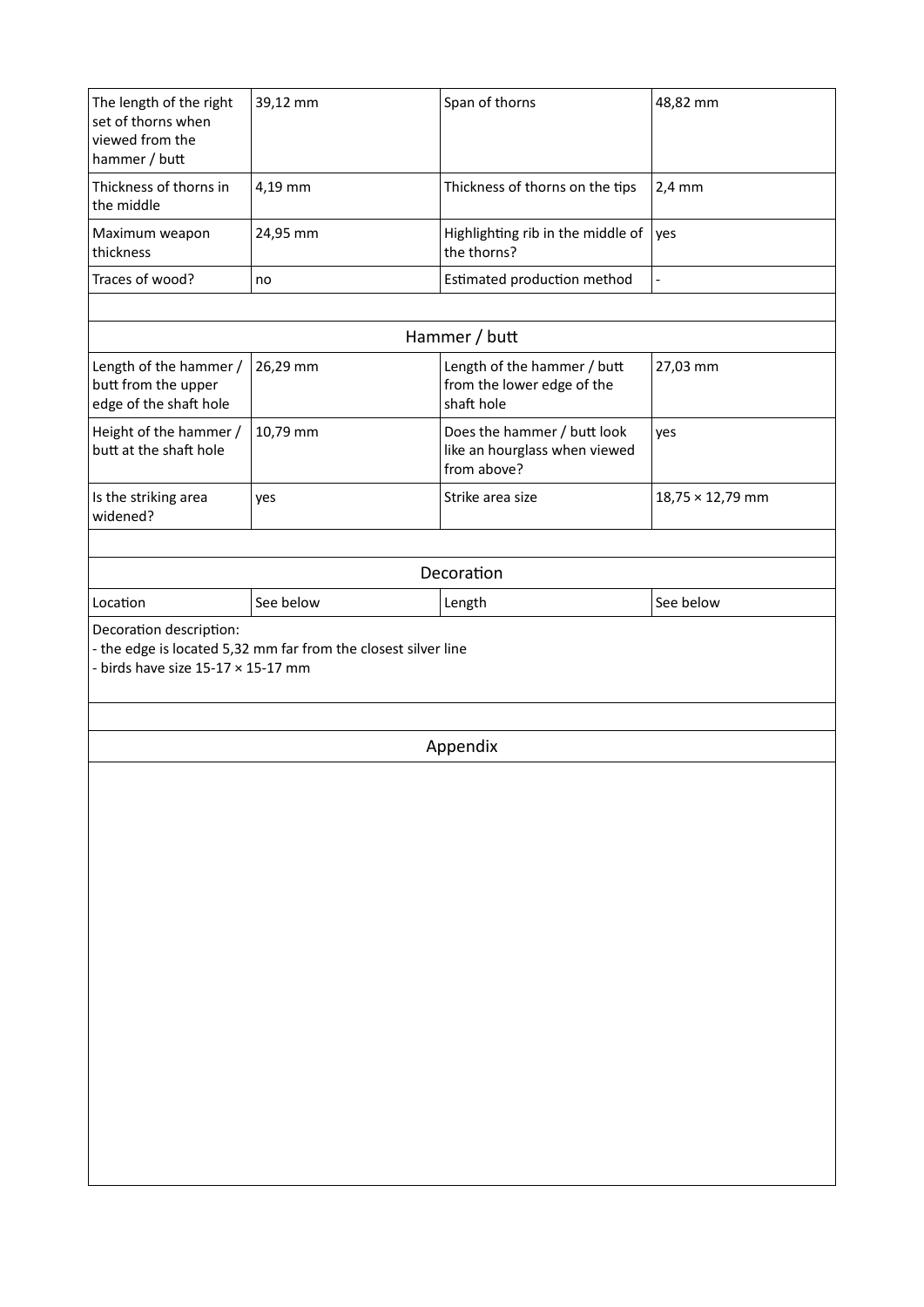| | | | |
|---|---|---|---|
| The length of the right set of thorns when viewed from the hammer / butt | 39,12 mm | Span of thorns | 48,82 mm |
| Thickness of thorns in the middle | 4,19 mm | Thickness of thorns on the tips | 2,4 mm |
| Maximum weapon thickness | 24,95 mm | Highlighting rib in the middle of the thorns? | yes |
| Traces of wood? | no | Estimated production method | - |

## Hammer / butt

| | | | |
|---|---|---|---|
| Length of the hammer / butt from the upper edge of the shaft hole | 26,29 mm | Length of the hammer / butt from the lower edge of the shaft hole | 27,03 mm |
| Height of the hammer / butt at the shaft hole | 10,79 mm | Does the hammer / butt look like an hourglass when viewed from above? | yes |
| Is the striking area widened? | yes | Strike area size | 18,75 × 12,79 mm |

## Decoration

| | | | |
|---|---|---|---|
| Location | See below | Length | See below |

Decoration description:
- the edge is located 5,32 mm far from the closest silver line
- birds have size 15-17 × 15-17 mm

## Appendix